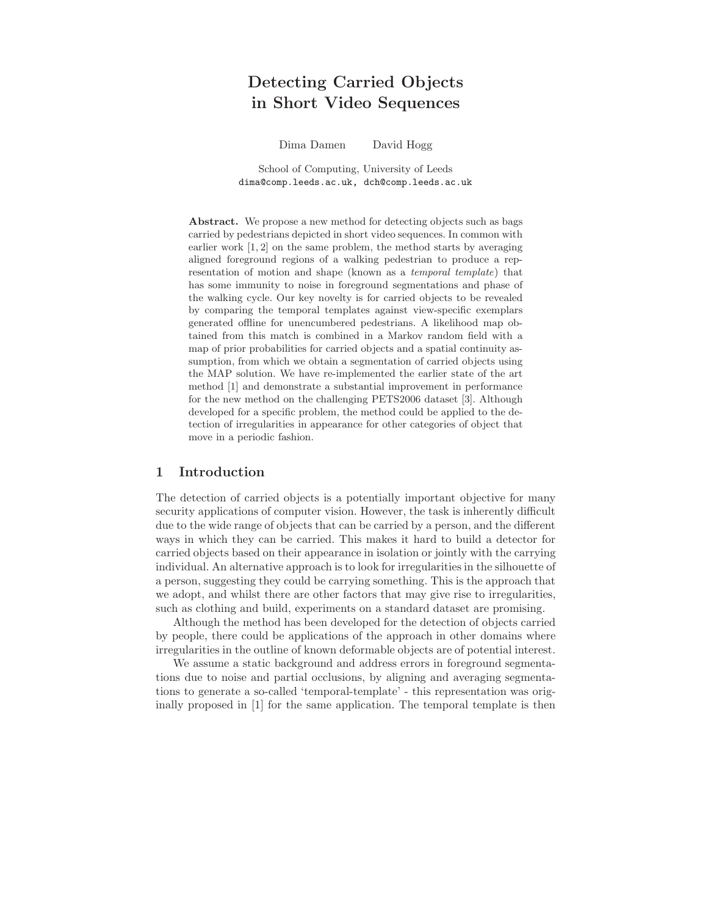# Detecting Carried Objects in Short Video Sequences

Dima Damen David Hogg

School of Computing, University of Leeds
dima@comp.leeds.ac.uk, dch@comp.leeds.ac.uk

**Abstract.** We propose a new method for detecting objects such as bags carried by pedestrians depicted in short video sequences. In common with earlier work [1, 2] on the same problem, the method starts by averaging aligned foreground regions of a walking pedestrian to produce a representation of motion and shape (known as a *temporal template*) that has some immunity to noise in foreground segmentations and phase of the walking cycle. Our key novelty is for carried objects to be revealed by comparing the temporal templates against view-specific exemplars generated offline for unencumbered pedestrians. A likelihood map obtained from this match is combined in a Markov random field with a map of prior probabilities for carried objects and a spatial continuity assumption, from which we obtain a segmentation of carried objects using the MAP solution. We have re-implemented the earlier state of the art method [1] and demonstrate a substantial improvement in performance for the new method on the challenging PETS2006 dataset [3]. Although developed for a specific problem, the method could be applied to the detection of irregularities in appearance for other categories of object that move in a periodic fashion.

## 1 Introduction

The detection of carried objects is a potentially important objective for many security applications of computer vision. However, the task is inherently difficult due to the wide range of objects that can be carried by a person, and the different ways in which they can be carried. This makes it hard to build a detector for carried objects based on their appearance in isolation or jointly with the carrying individual. An alternative approach is to look for irregularities in the silhouette of a person, suggesting they could be carrying something. This is the approach that we adopt, and whilst there are other factors that may give rise to irregularities, such as clothing and build, experiments on a standard dataset are promising.

Although the method has been developed for the detection of objects carried by people, there could be applications of the approach in other domains where irregularities in the outline of known deformable objects are of potential interest.

We assume a static background and address errors in foreground segmentations due to noise and partial occlusions, by aligning and averaging segmentations to generate a so-called 'temporal-template' - this representation was originally proposed in [1] for the same application. The temporal template is then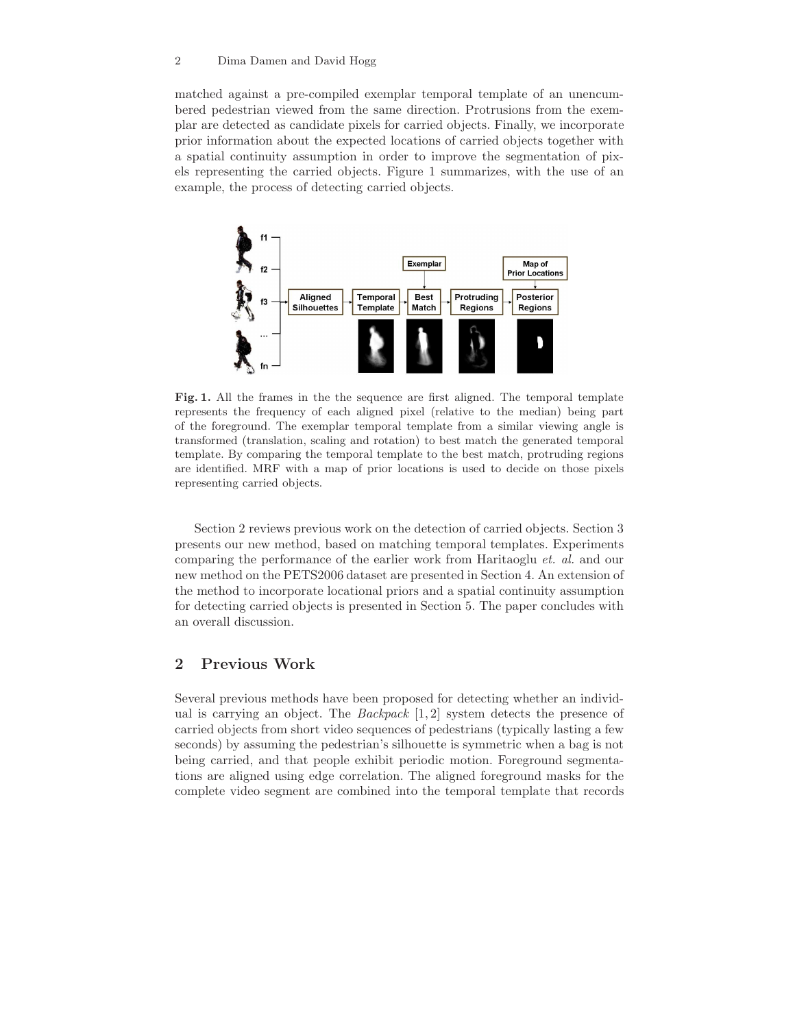matched against a pre-compiled exemplar temporal template of an unencumbered pedestrian viewed from the same direction. Protrusions from the exemplar are detected as candidate pixels for carried objects. Finally, we incorporate prior information about the expected locations of carried objects together with a spatial continuity assumption in order to improve the segmentation of pixels representing the carried objects. Figure 1 summarizes, with the use of an example, the process of detecting carried objects.

**Fig. 1.** All the frames in the the sequence are first aligned. The temporal template represents the frequency of each aligned pixel (relative to the median) being part of the foreground. The exemplar temporal template from a similar viewing angle is transformed (translation, scaling and rotation) to best match the generated temporal template. By comparing the temporal template to the best match, protruding regions are identified. MRF with a map of prior locations is used to decide on those pixels representing carried objects.

Section 2 reviews previous work on the detection of carried objects. Section 3 presents our new method, based on matching temporal templates. Experiments comparing the performance of the earlier work from Haritaoglu *et. al.* and our new method on the PETS2006 dataset are presented in Section 4. An extension of the method to incorporate locational priors and a spatial continuity assumption for detecting carried objects is presented in Section 5. The paper concludes with an overall discussion.

## 2 Previous Work

Several previous methods have been proposed for detecting whether an individual is carrying an object. The *Backpack* [1, 2] system detects the presence of carried objects from short video sequences of pedestrians (typically lasting a few seconds) by assuming the pedestrian's silhouette is symmetric when a bag is not being carried, and that people exhibit periodic motion. Foreground segmentations are aligned using edge correlation. The aligned foreground masks for the complete video segment are combined into the temporal template that records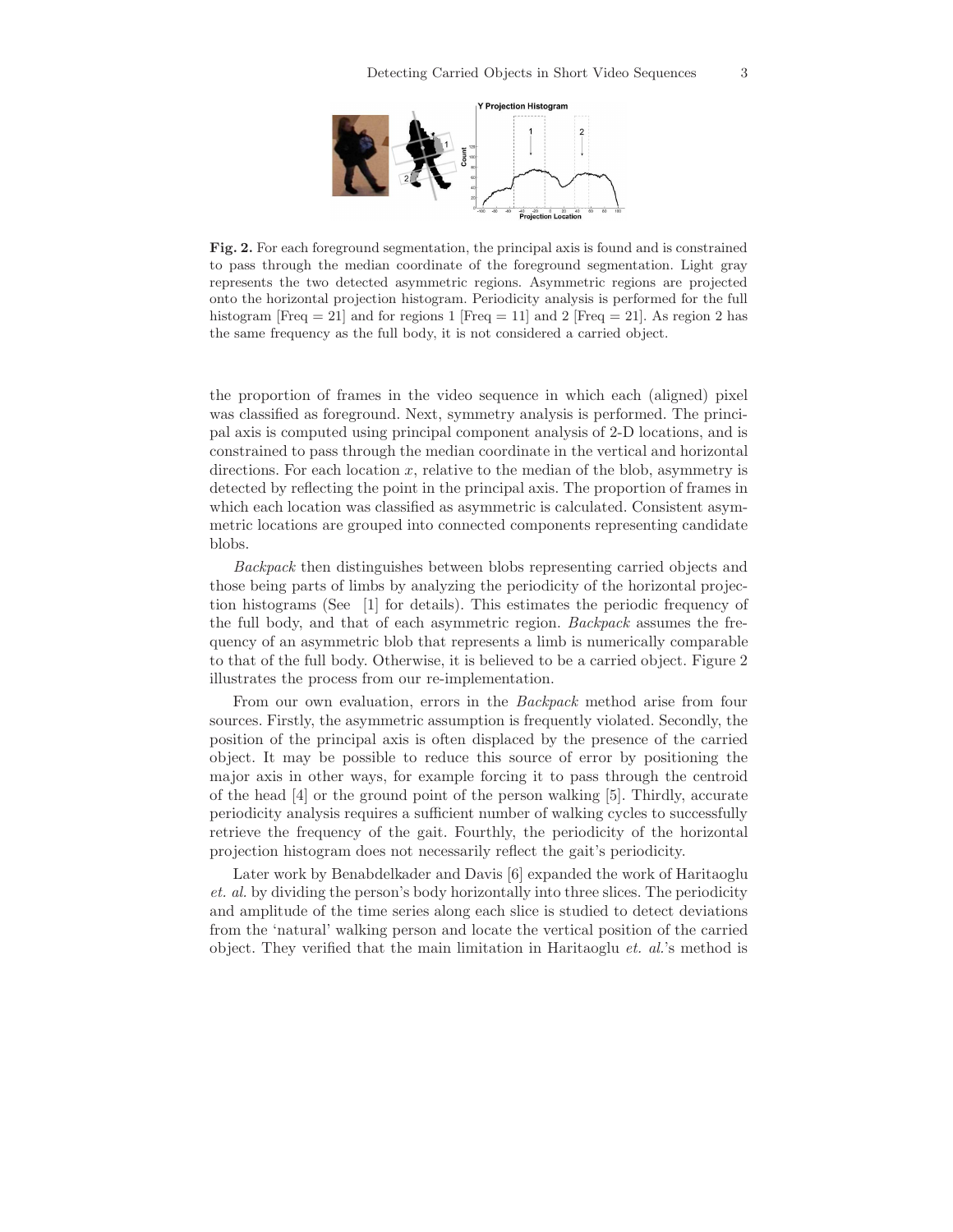Y Projection Histogram

1

2

Count

Projection Location

**Fig. 2.** For each foreground segmentation, the principal axis is found and is constrained to pass through the median coordinate of the foreground segmentation. Light gray represents the two detected asymmetric regions. Asymmetric regions are projected onto the horizontal projection histogram. Periodicity analysis is performed for the full histogram [Freq = 21] and for regions 1 [Freq = 11] and 2 [Freq = 21]. As region 2 has the same frequency as the full body, it is not considered a carried object.

the proportion of frames in the video sequence in which each (aligned) pixel was classified as foreground. Next, symmetry analysis is performed. The principal axis is computed using principal component analysis of 2-D locations, and is constrained to pass through the median coordinate in the vertical and horizontal directions. For each location $x$, relative to the median of the blob, asymmetry is detected by reflecting the point in the principal axis. The proportion of frames in which each location was classified as asymmetric is calculated. Consistent asymmetric locations are grouped into connected components representing candidate blobs.

*Backpack* then distinguishes between blobs representing carried objects and those being parts of limbs by analyzing the periodicity of the horizontal projection histograms (See [1] for details). This estimates the periodic frequency of the full body, and that of each asymmetric region. *Backpack* assumes the frequency of an asymmetric blob that represents a limb is numerically comparable to that of the full body. Otherwise, it is believed to be a carried object. Figure 2 illustrates the process from our re-implementation.

From our own evaluation, errors in the *Backpack* method arise from four sources. Firstly, the asymmetric assumption is frequently violated. Secondly, the position of the principal axis is often displaced by the presence of the carried object. It may be possible to reduce this source of error by positioning the major axis in other ways, for example forcing it to pass through the centroid of the head [4] or the ground point of the person walking [5]. Thirdly, accurate periodicity analysis requires a sufficient number of walking cycles to successfully retrieve the frequency of the gait. Fourthly, the periodicity of the horizontal projection histogram does not necessarily reflect the gait's periodicity.

Later work by Benabdelkader and Davis [6] expanded the work of Haritaoglu *et. al.* by dividing the person's body horizontally into three slices. The periodicity and amplitude of the time series along each slice is studied to detect deviations from the 'natural' walking person and locate the vertical position of the carried object. They verified that the main limitation in Haritaoglu *et. al.*'s method is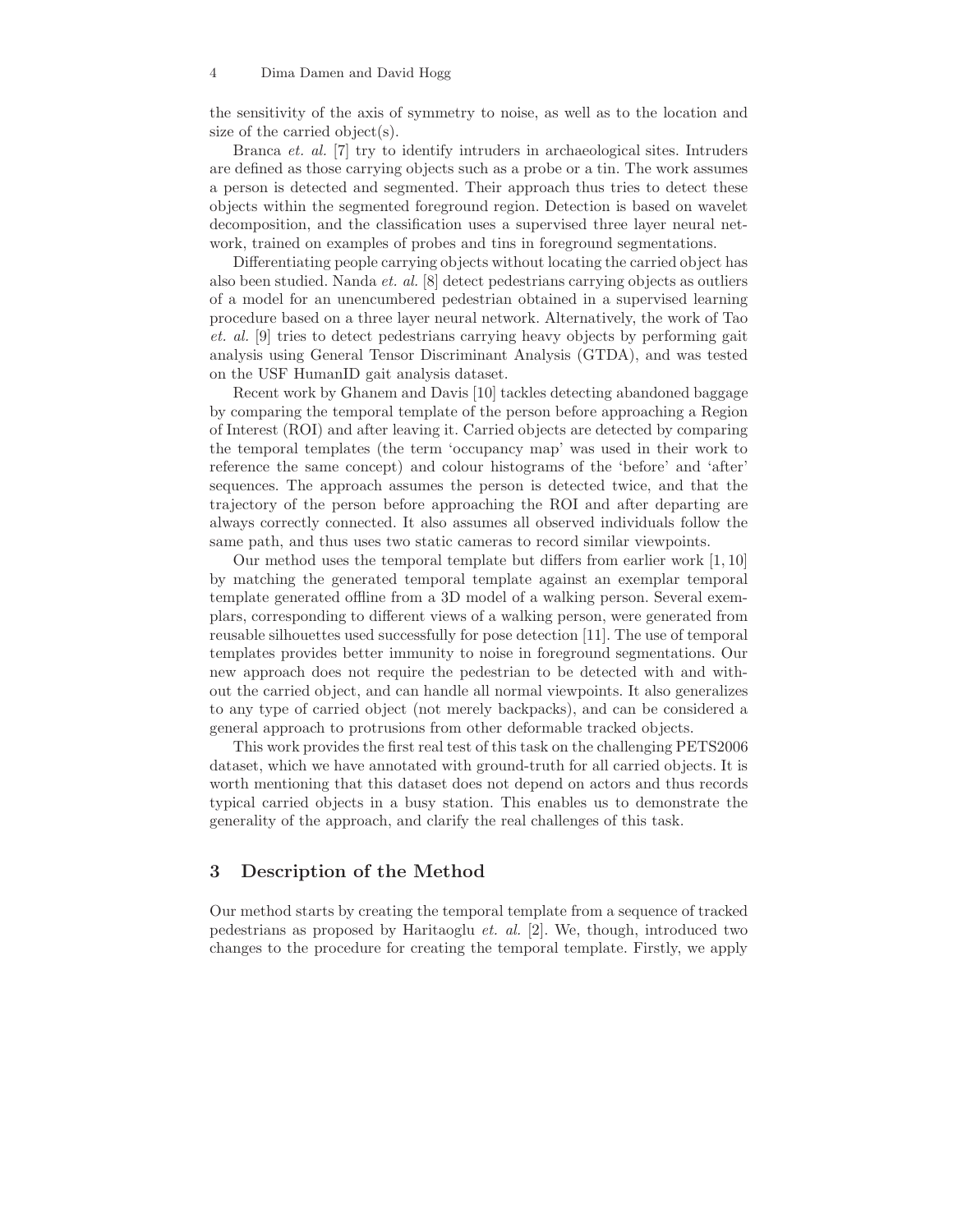the sensitivity of the axis of symmetry to noise, as well as to the location and size of the carried object(s).

Branca *et. al.* [7] try to identify intruders in archaeological sites. Intruders are defined as those carrying objects such as a probe or a tin. The work assumes a person is detected and segmented. Their approach thus tries to detect these objects within the segmented foreground region. Detection is based on wavelet decomposition, and the classification uses a supervised three layer neural network, trained on examples of probes and tins in foreground segmentations.

Differentiating people carrying objects without locating the carried object has also been studied. Nanda *et. al.* [8] detect pedestrians carrying objects as outliers of a model for an unencumbered pedestrian obtained in a supervised learning procedure based on a three layer neural network. Alternatively, the work of Tao *et. al.* [9] tries to detect pedestrians carrying heavy objects by performing gait analysis using General Tensor Discriminant Analysis (GTDA), and was tested on the USF HumanID gait analysis dataset.

Recent work by Ghanem and Davis [10] tackles detecting abandoned baggage by comparing the temporal template of the person before approaching a Region of Interest (ROI) and after leaving it. Carried objects are detected by comparing the temporal templates (the term 'occupancy map' was used in their work to reference the same concept) and colour histograms of the 'before' and 'after' sequences. The approach assumes the person is detected twice, and that the trajectory of the person before approaching the ROI and after departing are always correctly connected. It also assumes all observed individuals follow the same path, and thus uses two static cameras to record similar viewpoints.

Our method uses the temporal template but differs from earlier work [1, 10] by matching the generated temporal template against an exemplar temporal template generated offline from a 3D model of a walking person. Several exemplars, corresponding to different views of a walking person, were generated from reusable silhouettes used successfully for pose detection [11]. The use of temporal templates provides better immunity to noise in foreground segmentations. Our new approach does not require the pedestrian to be detected with and without the carried object, and can handle all normal viewpoints. It also generalizes to any type of carried object (not merely backpacks), and can be considered a general approach to protrusions from other deformable tracked objects.

This work provides the first real test of this task on the challenging PETS2006 dataset, which we have annotated with ground-truth for all carried objects. It is worth mentioning that this dataset does not depend on actors and thus records typical carried objects in a busy station. This enables us to demonstrate the generality of the approach, and clarify the real challenges of this task.

## 3 Description of the Method

Our method starts by creating the temporal template from a sequence of tracked pedestrians as proposed by Haritaoglu *et. al.* [2]. We, though, introduced two changes to the procedure for creating the temporal template. Firstly, we apply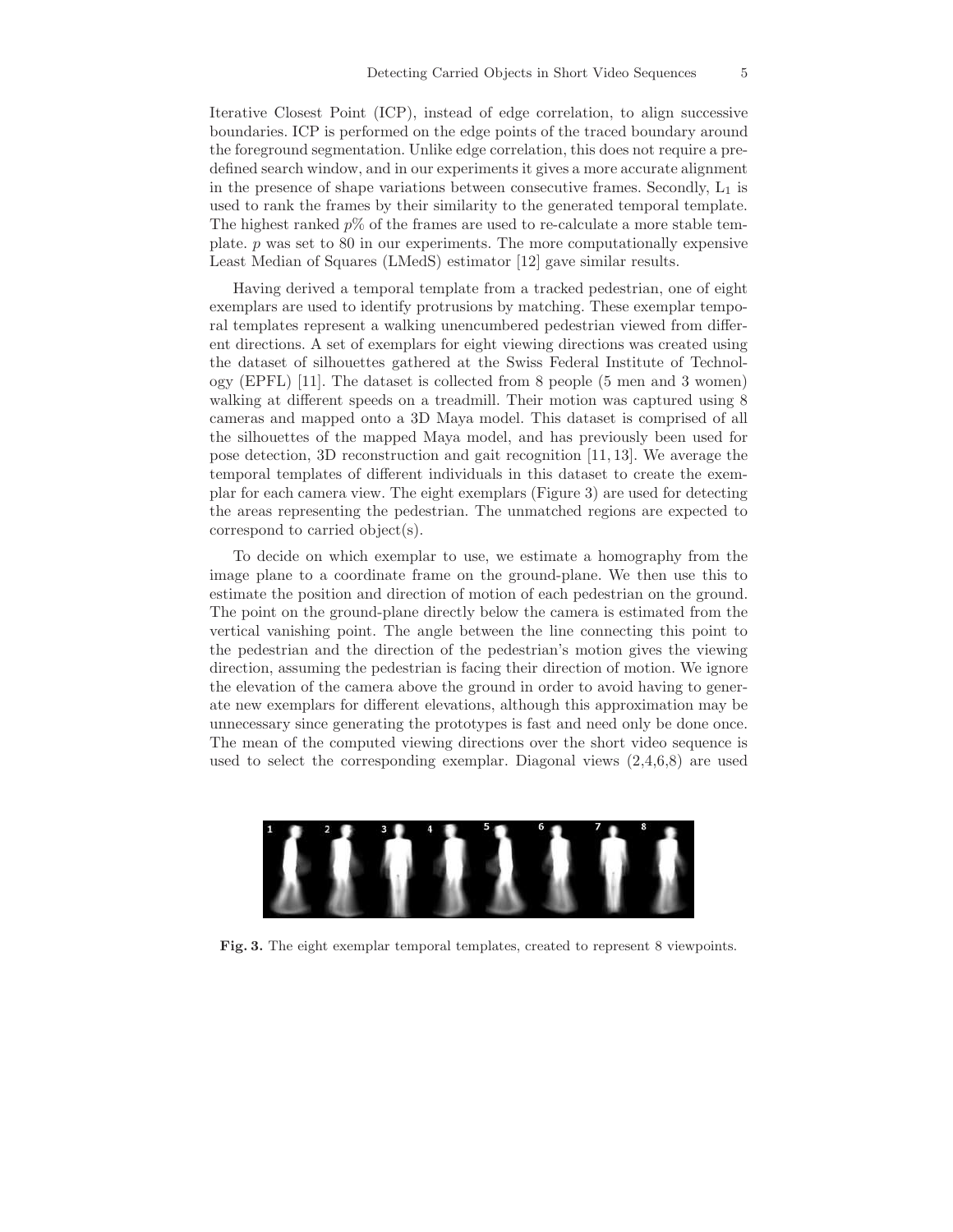Iterative Closest Point (ICP), instead of edge correlation, to align successive boundaries. ICP is performed on the edge points of the traced boundary around the foreground segmentation. Unlike edge correlation, this does not require a predefined search window, and in our experiments it gives a more accurate alignment in the presence of shape variations between consecutive frames. Secondly, $L_1$ is used to rank the frames by their similarity to the generated temporal template. The highest ranked $p$% of the frames are used to re-calculate a more stable template. $p$ was set to 80 in our experiments. The more computationally expensive Least Median of Squares (LMedS) estimator [12] gave similar results.

Having derived a temporal template from a tracked pedestrian, one of eight exemplars are used to identify protrusions by matching. These exemplar temporal templates represent a walking unencumbered pedestrian viewed from different directions. A set of exemplars for eight viewing directions was created using the dataset of silhouettes gathered at the Swiss Federal Institute of Technology (EPFL) [11]. The dataset is collected from 8 people (5 men and 3 women) walking at different speeds on a treadmill. Their motion was captured using 8 cameras and mapped onto a 3D Maya model. This dataset is comprised of all the silhouettes of the mapped Maya model, and has previously been used for pose detection, 3D reconstruction and gait recognition [11, 13]. We average the temporal templates of different individuals in this dataset to create the exemplar for each camera view. The eight exemplars (Figure 3) are used for detecting the areas representing the pedestrian. The unmatched regions are expected to correspond to carried object(s).

To decide on which exemplar to use, we estimate a homography from the image plane to a coordinate frame on the ground-plane. We then use this to estimate the position and direction of motion of each pedestrian on the ground. The point on the ground-plane directly below the camera is estimated from the vertical vanishing point. The angle between the line connecting this point to the pedestrian and the direction of the pedestrian's motion gives the viewing direction, assuming the pedestrian is facing their direction of motion. We ignore the elevation of the camera above the ground in order to avoid having to generate new exemplars for different elevations, although this approximation may be unnecessary since generating the prototypes is fast and need only be done once. The mean of the computed viewing directions over the short video sequence is used to select the corresponding exemplar. Diagonal views (2,4,6,8) are used

**Fig. 3.** The eight exemplar temporal templates, created to represent 8 viewpoints.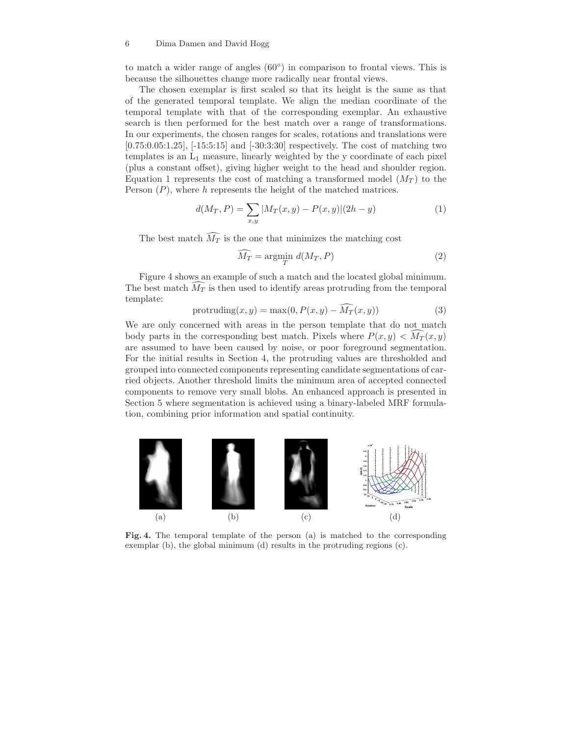to match a wider range of angles (60°) in comparison to frontal views. This is because the silhouettes change more radically near frontal views.

The chosen exemplar is first scaled so that its height is the same as that of the generated temporal template. We align the median coordinate of the temporal template with that of the corresponding exemplar. An exhaustive search is then performed for the best match over a range of transformations. In our experiments, the chosen ranges for scales, rotations and translations were [0.75:0.05:1.25], [-15:5:15] and [-30:3:30] respectively. The cost of matching two templates is an $L_1$ measure, linearly weighted by the y coordinate of each pixel (plus a constant offset), giving higher weight to the head and shoulder region. Equation 1 represents the cost of matching a transformed model ($M_T$) to the Person ($P$), where $h$ represents the height of the matched matrices.

$$d(M_T, P) = \sum_{x,y} |M_T(x, y) - P(x, y)|(2h - y) \tag{1}$$

The best match $\widehat{M_T}$ is the one that minimizes the matching cost

$$\widehat{M_T} = \underset{T}{\operatorname{argmin}}\ d(M_T, P) \tag{2}$$

Figure 4 shows an example of such a match and the located global minimum. The best match $\widehat{M_T}$ is then used to identify areas protruding from the temporal template:

$$\text{protruding}(x, y) = \max(0, P(x, y) - \widehat{M_T}(x, y)) \tag{3}$$

We are only concerned with areas in the person template that do not match body parts in the corresponding best match. Pixels where $P(x, y) < \widehat{M_T}(x, y)$ are assumed to have been caused by noise, or poor foreground segmentation. For the initial results in Section 4, the protruding values are thresholded and grouped into connected components representing candidate segmentations of carried objects. Another threshold limits the minimum area of accepted connected components to remove very small blobs. An enhanced approach is presented in Section 5 where segmentation is achieved using a binary-labeled MRF formulation, combining prior information and spatial continuity.

(a) (b) (c) (d)

**Fig. 4.** The temporal template of the person (a) is matched to the corresponding exemplar (b), the global minimum (d) results in the protruding regions (c).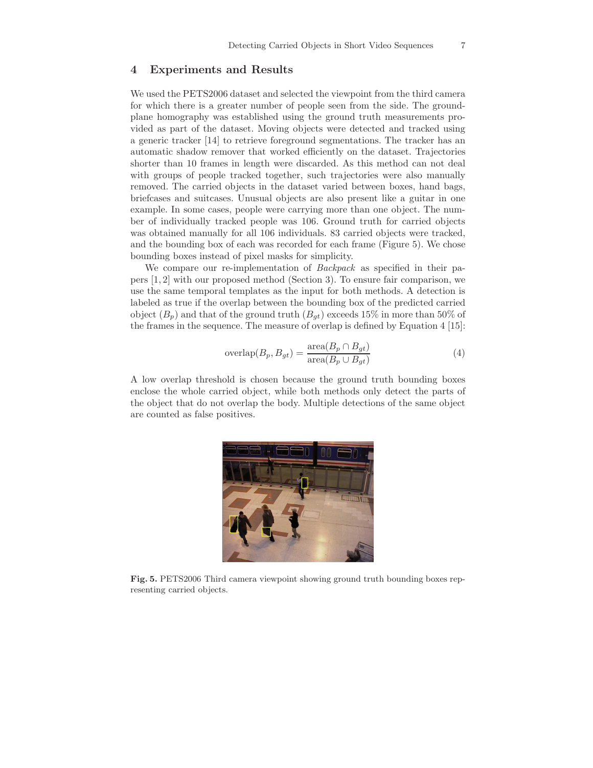## 4 Experiments and Results

We used the PETS2006 dataset and selected the viewpoint from the third camera for which there is a greater number of people seen from the side. The ground-plane homography was established using the ground truth measurements provided as part of the dataset. Moving objects were detected and tracked using a generic tracker [14] to retrieve foreground segmentations. The tracker has an automatic shadow remover that worked efficiently on the dataset. Trajectories shorter than 10 frames in length were discarded. As this method can not deal with groups of people tracked together, such trajectories were also manually removed. The carried objects in the dataset varied between boxes, hand bags, briefcases and suitcases. Unusual objects are also present like a guitar in one example. In some cases, people were carrying more than one object. The number of individually tracked people was 106. Ground truth for carried objects was obtained manually for all 106 individuals. 83 carried objects were tracked, and the bounding box of each was recorded for each frame (Figure 5). We chose bounding boxes instead of pixel masks for simplicity.

We compare our re-implementation of *Backpack* as specified in their papers [1, 2] with our proposed method (Section 3). To ensure fair comparison, we use the same temporal templates as the input for both methods. A detection is labeled as true if the overlap between the bounding box of the predicted carried object ($B_p$) and that of the ground truth ($B_{gt}$) exceeds 15% in more than 50% of the frames in the sequence. The measure of overlap is defined by Equation 4 [15]:

$$\text{overlap}(B_p, B_{gt}) = \frac{\text{area}(B_p \cap B_{gt})}{\text{area}(B_p \cup B_{gt})} \tag{4}$$

A low overlap threshold is chosen because the ground truth bounding boxes enclose the whole carried object, while both methods only detect the parts of the object that do not overlap the body. Multiple detections of the same object are counted as false positives.

**Fig. 5.** PETS2006 Third camera viewpoint showing ground truth bounding boxes representing carried objects.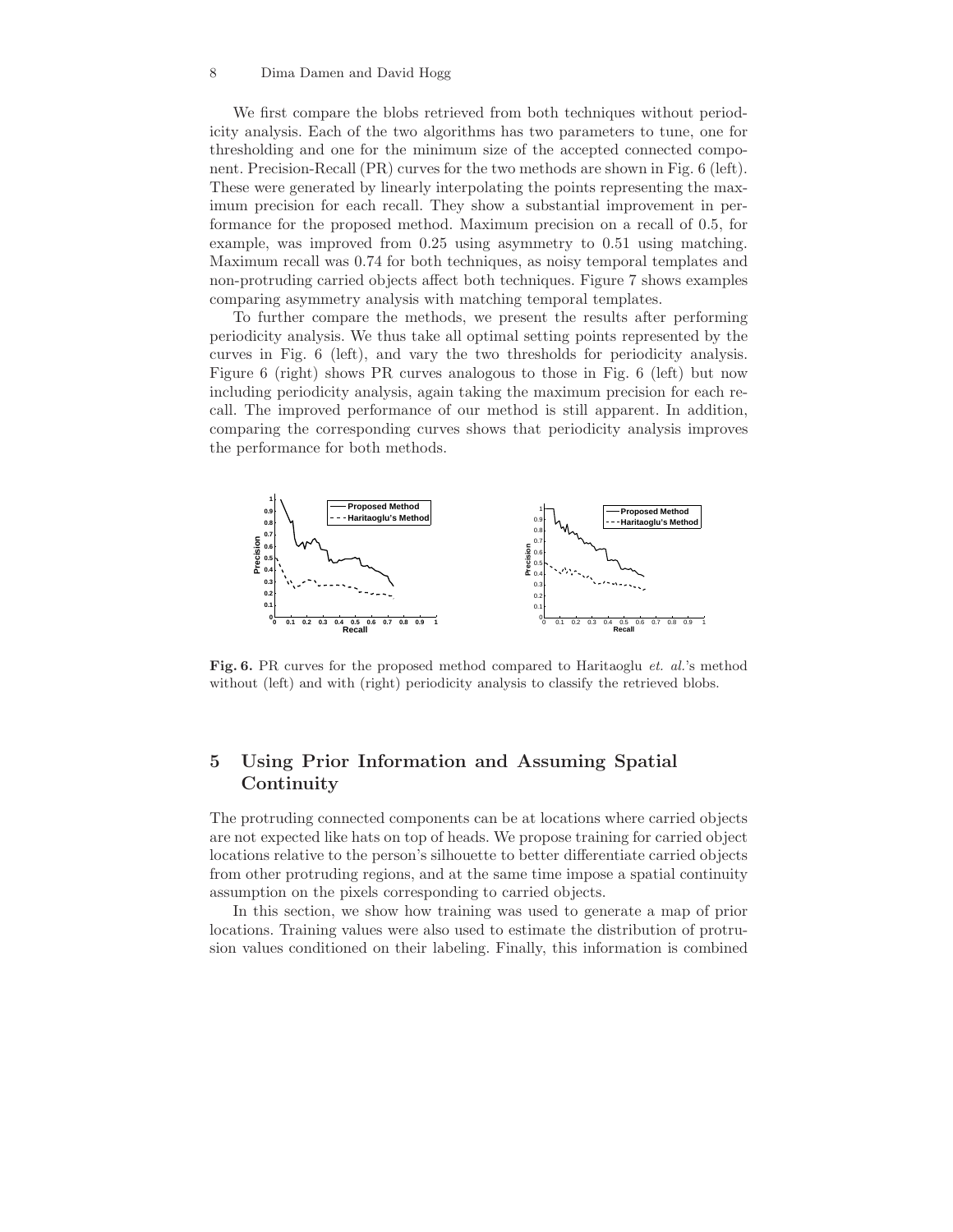We first compare the blobs retrieved from both techniques without periodicity analysis. Each of the two algorithms has two parameters to tune, one for thresholding and one for the minimum size of the accepted connected component. Precision-Recall (PR) curves for the two methods are shown in Fig. 6 (left). These were generated by linearly interpolating the points representing the maximum precision for each recall. They show a substantial improvement in performance for the proposed method. Maximum precision on a recall of 0.5, for example, was improved from 0.25 using asymmetry to 0.51 using matching. Maximum recall was 0.74 for both techniques, as noisy temporal templates and non-protruding carried objects affect both techniques. Figure 7 shows examples comparing asymmetry analysis with matching temporal templates.

To further compare the methods, we present the results after performing periodicity analysis. We thus take all optimal setting points represented by the curves in Fig. 6 (left), and vary the two thresholds for periodicity analysis. Figure 6 (right) shows PR curves analogous to those in Fig. 6 (left) but now including periodicity analysis, again taking the maximum precision for each recall. The improved performance of our method is still apparent. In addition, comparing the corresponding curves shows that periodicity analysis improves the performance for both methods.

**Fig. 6.** PR curves for the proposed method compared to Haritaoglu *et. al.*'s method without (left) and with (right) periodicity analysis to classify the retrieved blobs.

## 5 Using Prior Information and Assuming Spatial Continuity

The protruding connected components can be at locations where carried objects are not expected like hats on top of heads. We propose training for carried object locations relative to the person's silhouette to better differentiate carried objects from other protruding regions, and at the same time impose a spatial continuity assumption on the pixels corresponding to carried objects.

In this section, we show how training was used to generate a map of prior locations. Training values were also used to estimate the distribution of protrusion values conditioned on their labeling. Finally, this information is combined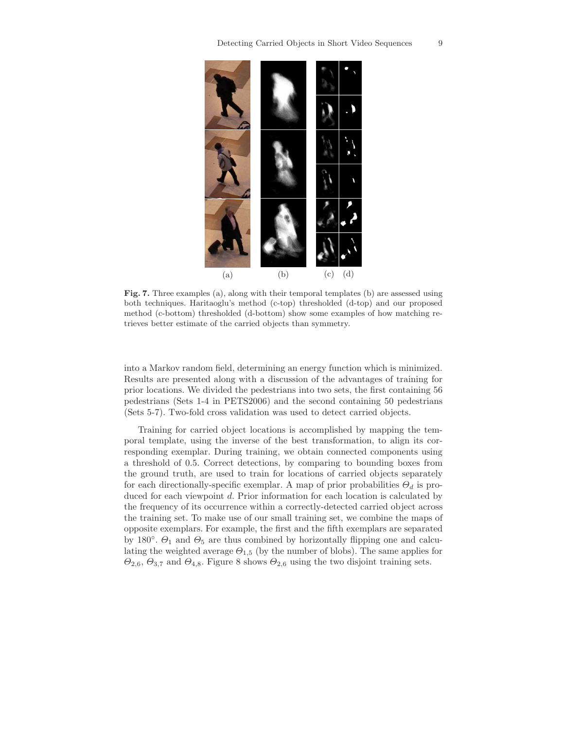(a) (b) (c) (d)

**Fig. 7.** Three examples (a), along with their temporal templates (b) are assessed using both techniques. Haritaoglu's method (c-top) thresholded (d-top) and our proposed method (c-bottom) thresholded (d-bottom) show some examples of how matching retrieves better estimate of the carried objects than symmetry.

into a Markov random field, determining an energy function which is minimized. Results are presented along with a discussion of the advantages of training for prior locations. We divided the pedestrians into two sets, the first containing 56 pedestrians (Sets 1-4 in PETS2006) and the second containing 50 pedestrians (Sets 5-7). Two-fold cross validation was used to detect carried objects.

Training for carried object locations is accomplished by mapping the temporal template, using the inverse of the best transformation, to align its corresponding exemplar. During training, we obtain connected components using a threshold of 0.5. Correct detections, by comparing to bounding boxes from the ground truth, are used to train for locations of carried objects separately for each directionally-specific exemplar. A map of prior probabilities $\Theta_d$ is produced for each viewpoint $d$. Prior information for each location is calculated by the frequency of its occurrence within a correctly-detected carried object across the training set. To make use of our small training set, we combine the maps of opposite exemplars. For example, the first and the fifth exemplars are separated by 180°. $\Theta_1$ and $\Theta_5$ are thus combined by horizontally flipping one and calculating the weighted average $\Theta_{1,5}$ (by the number of blobs). The same applies for $\Theta_{2,6}$, $\Theta_{3,7}$ and $\Theta_{4,8}$. Figure 8 shows $\Theta_{2,6}$ using the two disjoint training sets.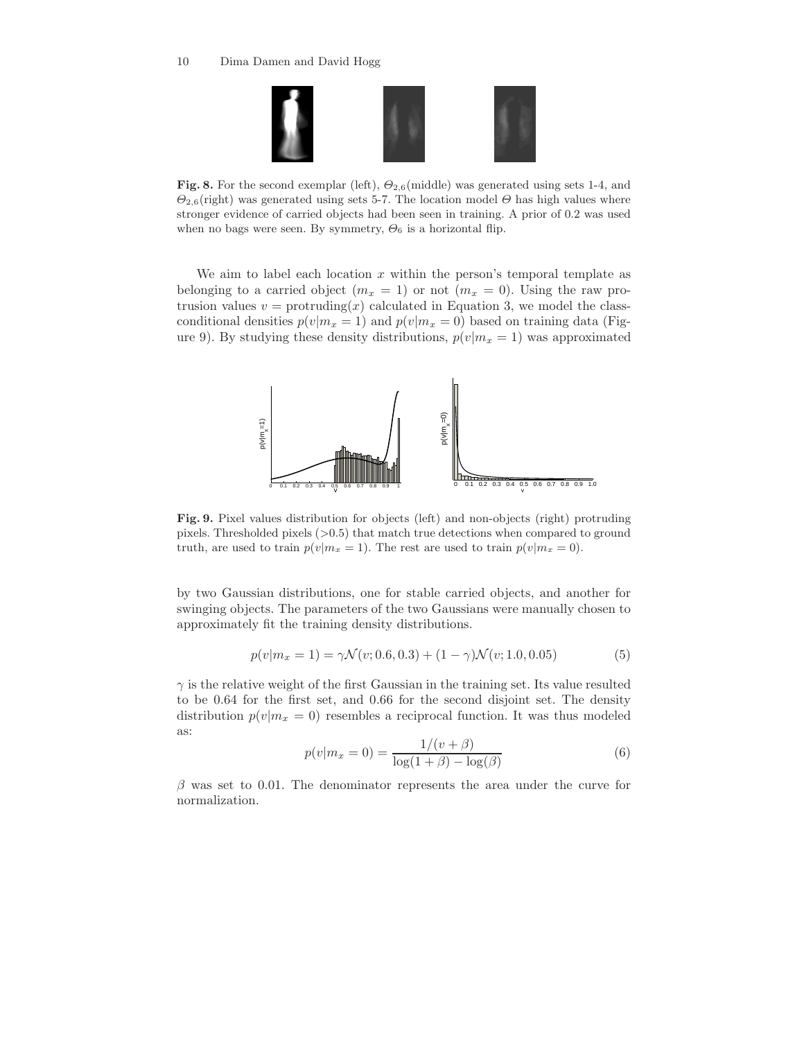**Fig. 8.** For the second exemplar (left), $\Theta_{2,6}$(middle) was generated using sets 1-4, and $\Theta_{2,6}$(right) was generated using sets 5-7. The location model $\Theta$ has high values where stronger evidence of carried objects had been seen in training. A prior of 0.2 was used when no bags were seen. By symmetry, $\Theta_6$ is a horizontal flip.

We aim to label each location $x$ within the person's temporal template as belonging to a carried object ($m_x = 1$) or not ($m_x = 0$). Using the raw protrusion values $v = \text{protruding}(x)$ calculated in Equation 3, we model the class-conditional densities $p(v|m_x = 1)$ and $p(v|m_x = 0)$ based on training data (Figure 9). By studying these density distributions, $p(v|m_x = 1)$ was approximated

**Fig. 9.** Pixel values distribution for objects (left) and non-objects (right) protruding pixels. Thresholded pixels (>0.5) that match true detections when compared to ground truth, are used to train $p(v|m_x = 1)$. The rest are used to train $p(v|m_x = 0)$.

by two Gaussian distributions, one for stable carried objects, and another for swinging objects. The parameters of the two Gaussians were manually chosen to approximately fit the training density distributions.

$$p(v|m_x = 1) = \gamma \mathcal{N}(v; 0.6, 0.3) + (1 - \gamma)\mathcal{N}(v; 1.0, 0.05) \tag{5}$$

$\gamma$ is the relative weight of the first Gaussian in the training set. Its value resulted to be 0.64 for the first set, and 0.66 for the second disjoint set. The density distribution $p(v|m_x = 0)$ resembles a reciprocal function. It was thus modeled as:

$$p(v|m_x = 0) = \frac{1/(v + \beta)}{\log(1 + \beta) - \log(\beta)} \tag{6}$$

$\beta$ was set to 0.01. The denominator represents the area under the curve for normalization.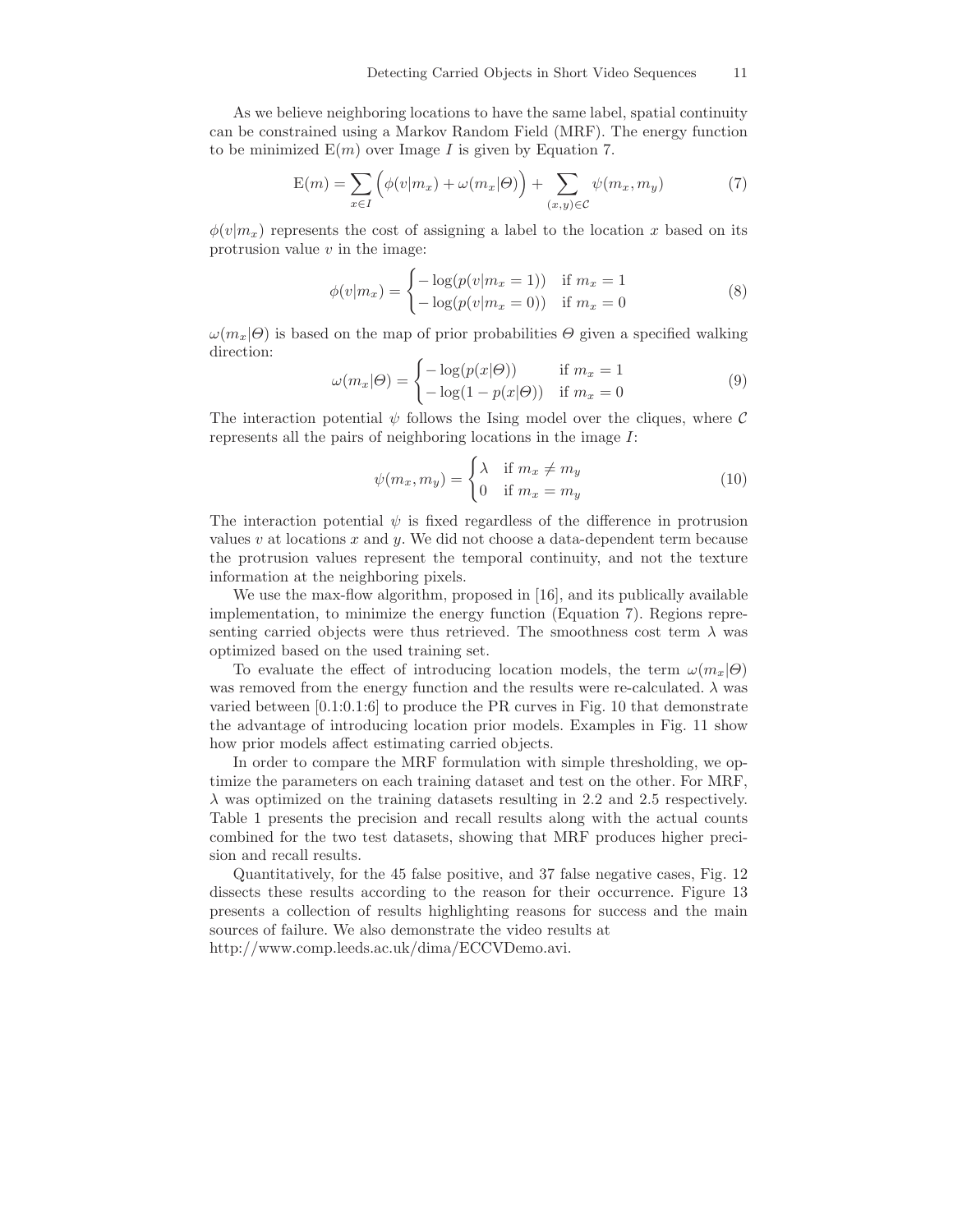As we believe neighboring locations to have the same label, spatial continuity can be constrained using a Markov Random Field (MRF). The energy function to be minimized $\mathrm{E}(m)$ over Image $I$ is given by Equation 7.

$$\mathrm{E}(m) = \sum_{x \in I} \Big( \phi(v|m_x) + \omega(m_x|\Theta) \Big) + \sum_{(x,y) \in \mathcal{C}} \psi(m_x, m_y) \tag{7}$$

$\phi(v|m_x)$ represents the cost of assigning a label to the location $x$ based on its protrusion value $v$ in the image:

$$\phi(v|m_x) = \begin{cases} -\log(p(v|m_x = 1)) & \text{if } m_x = 1 \\ -\log(p(v|m_x = 0)) & \text{if } m_x = 0 \end{cases} \tag{8}$$

$\omega(m_x|\Theta)$ is based on the map of prior probabilities $\Theta$ given a specified walking direction:

$$\omega(m_x|\Theta) = \begin{cases} -\log(p(x|\Theta)) & \text{if } m_x = 1 \\ -\log(1 - p(x|\Theta)) & \text{if } m_x = 0 \end{cases} \tag{9}$$

The interaction potential $\psi$ follows the Ising model over the cliques, where $\mathcal{C}$ represents all the pairs of neighboring locations in the image $I$:

$$\psi(m_x, m_y) = \begin{cases} \lambda & \text{if } m_x \neq m_y \\ 0 & \text{if } m_x = m_y \end{cases} \tag{10}$$

The interaction potential $\psi$ is fixed regardless of the difference in protrusion values $v$ at locations $x$ and $y$. We did not choose a data-dependent term because the protrusion values represent the temporal continuity, and not the texture information at the neighboring pixels.

We use the max-flow algorithm, proposed in [16], and its publically available implementation, to minimize the energy function (Equation 7). Regions representing carried objects were thus retrieved. The smoothness cost term $\lambda$ was optimized based on the used training set.

To evaluate the effect of introducing location models, the term $\omega(m_x|\Theta)$ was removed from the energy function and the results were re-calculated. $\lambda$ was varied between [0.1:0.1:6] to produce the PR curves in Fig. 10 that demonstrate the advantage of introducing location prior models. Examples in Fig. 11 show how prior models affect estimating carried objects.

In order to compare the MRF formulation with simple thresholding, we optimize the parameters on each training dataset and test on the other. For MRF, $\lambda$ was optimized on the training datasets resulting in 2.2 and 2.5 respectively. Table 1 presents the precision and recall results along with the actual counts combined for the two test datasets, showing that MRF produces higher precision and recall results.

Quantitatively, for the 45 false positive, and 37 false negative cases, Fig. 12 dissects these results according to the reason for their occurrence. Figure 13 presents a collection of results highlighting reasons for success and the main sources of failure. We also demonstrate the video results at http://www.comp.leeds.ac.uk/dima/ECCVDemo.avi.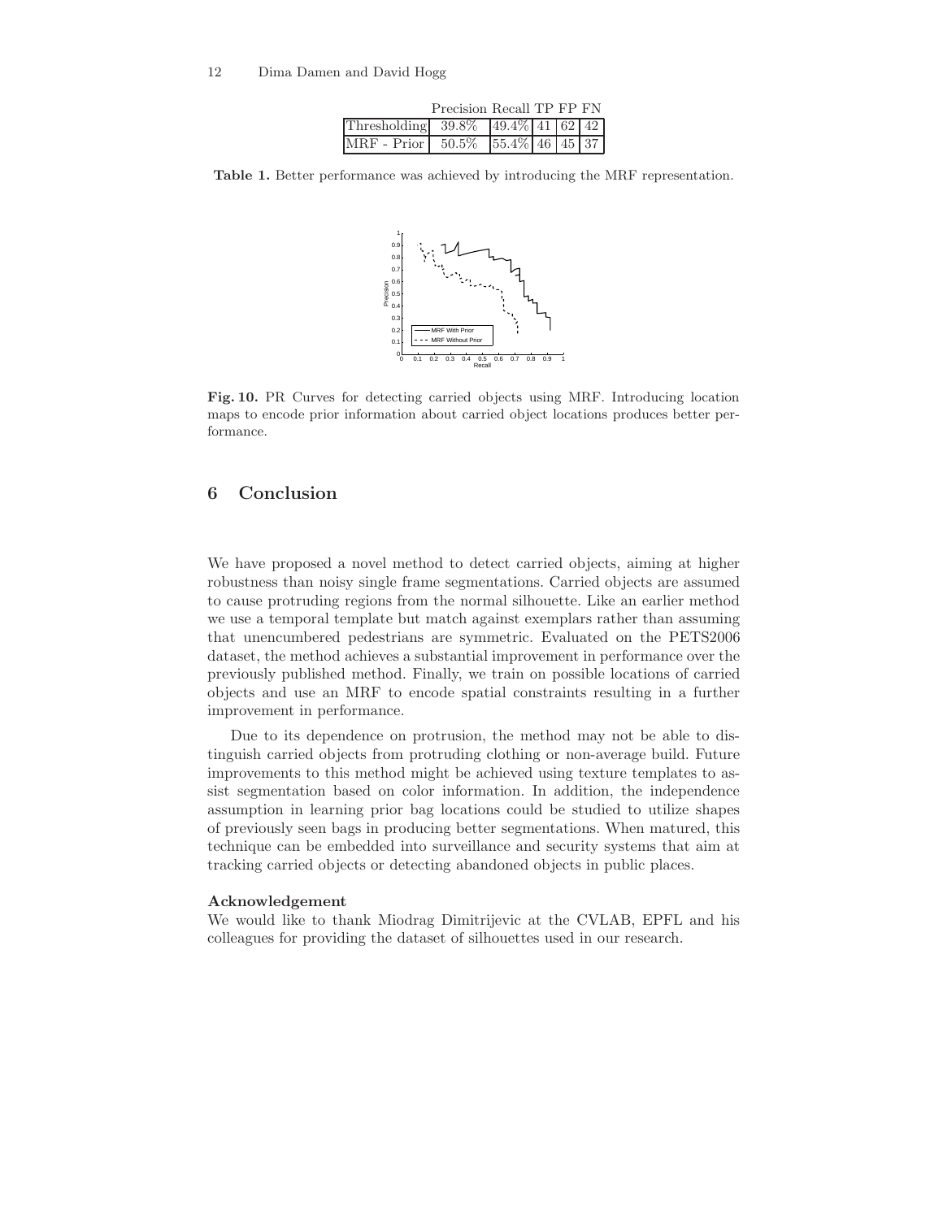| | Precision | Recall | TP | FP | FN |
|---|---|---|---|---|---|
| Thresholding | 39.8% | 49.4% | 41 | 62 | 42 |
| MRF - Prior | 50.5% | 55.4% | 46 | 45 | 37 |

**Table 1.** Better performance was achieved by introducing the MRF representation.

**Fig. 10.** PR Curves for detecting carried objects using MRF. Introducing location maps to encode prior information about carried object locations produces better performance.

## 6 Conclusion

We have proposed a novel method to detect carried objects, aiming at higher robustness than noisy single frame segmentations. Carried objects are assumed to cause protruding regions from the normal silhouette. Like an earlier method we use a temporal template but match against exemplars rather than assuming that unencumbered pedestrians are symmetric. Evaluated on the PETS2006 dataset, the method achieves a substantial improvement in performance over the previously published method. Finally, we train on possible locations of carried objects and use an MRF to encode spatial constraints resulting in a further improvement in performance.

Due to its dependence on protrusion, the method may not be able to distinguish carried objects from protruding clothing or non-average build. Future improvements to this method might be achieved using texture templates to assist segmentation based on color information. In addition, the independence assumption in learning prior bag locations could be studied to utilize shapes of previously seen bags in producing better segmentations. When matured, this technique can be embedded into surveillance and security systems that aim at tracking carried objects or detecting abandoned objects in public places.

**Acknowledgement**

We would like to thank Miodrag Dimitrijevic at the CVLAB, EPFL and his colleagues for providing the dataset of silhouettes used in our research.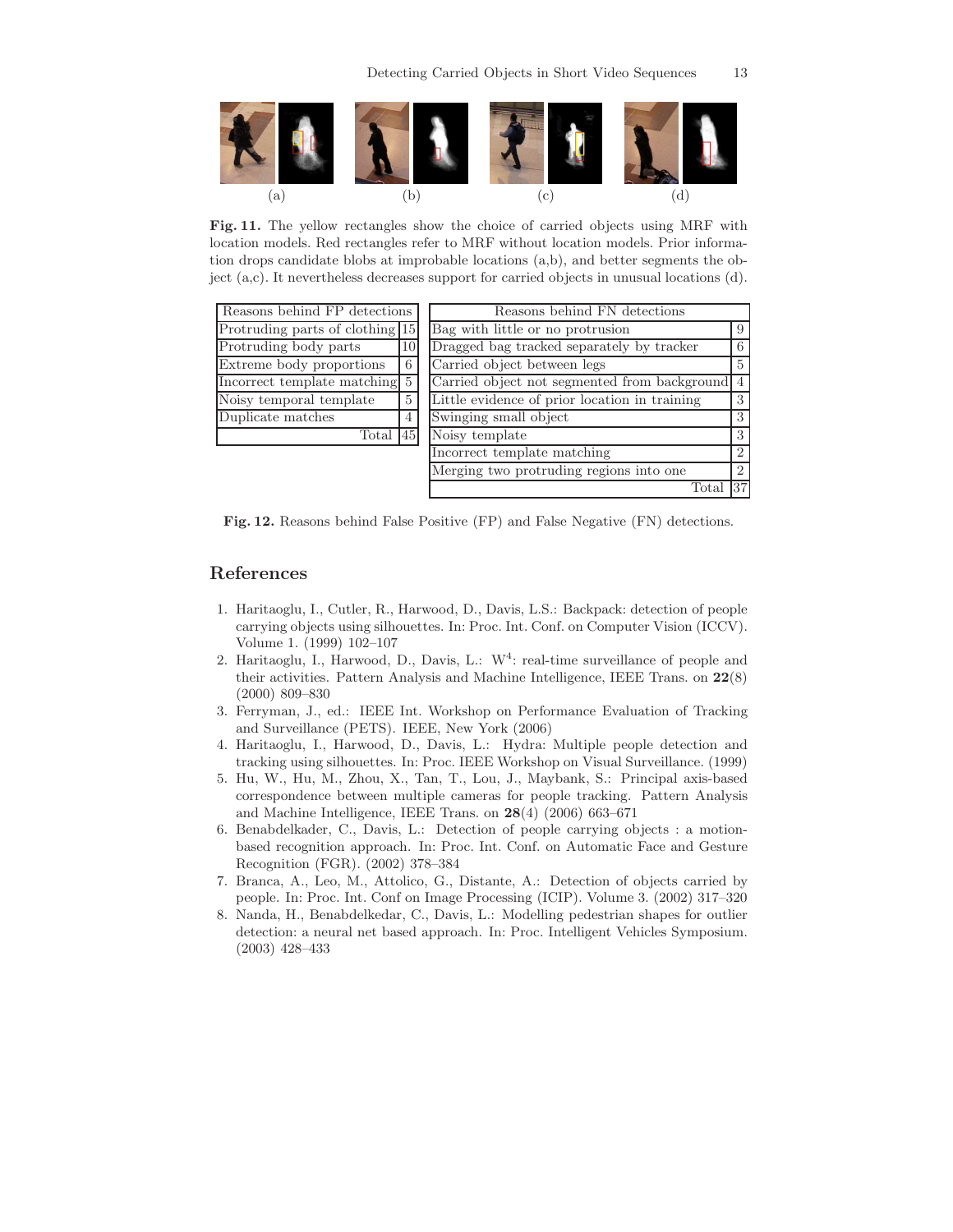(a) (b) (c) (d)

**Fig. 11.** The yellow rectangles show the choice of carried objects using MRF with location models. Red rectangles refer to MRF without location models. Prior information drops candidate blobs at improbable locations (a,b), and better segments the object (a,c). It nevertheless decreases support for carried objects in unusual locations (d).

| Reasons behind FP detections | |
|---|---|
| Protruding parts of clothing | 15 |
| Protruding body parts | 10 |
| Extreme body proportions | 6 |
| Incorrect template matching | 5 |
| Noisy temporal template | 5 |
| Duplicate matches | 4 |
| Total | 45 |

| Reasons behind FN detections | |
|---|---|
| Bag with little or no protrusion | 9 |
| Dragged bag tracked separately by tracker | 6 |
| Carried object between legs | 5 |
| Carried object not segmented from background | 4 |
| Little evidence of prior location in training | 3 |
| Swinging small object | 3 |
| Noisy template | 3 |
| Incorrect template matching | 2 |
| Merging two protruding regions into one | 2 |
| Total | 37 |

**Fig. 12.** Reasons behind False Positive (FP) and False Negative (FN) detections.

## References

1. Haritaoglu, I., Cutler, R., Harwood, D., Davis, L.S.: Backpack: detection of people carrying objects using silhouettes. In: Proc. Int. Conf. on Computer Vision (ICCV). Volume 1. (1999) 102–107
2. Haritaoglu, I., Harwood, D., Davis, L.: $W^4$: real-time surveillance of people and their activities. Pattern Analysis and Machine Intelligence, IEEE Trans. on **22**(8) (2000) 809–830
3. Ferryman, J., ed.: IEEE Int. Workshop on Performance Evaluation of Tracking and Surveillance (PETS). IEEE, New York (2006)
4. Haritaoglu, I., Harwood, D., Davis, L.: Hydra: Multiple people detection and tracking using silhouettes. In: Proc. IEEE Workshop on Visual Surveillance. (1999)
5. Hu, W., Hu, M., Zhou, X., Tan, T., Lou, J., Maybank, S.: Principal axis-based correspondence between multiple cameras for people tracking. Pattern Analysis and Machine Intelligence, IEEE Trans. on **28**(4) (2006) 663–671
6. Benabdelkader, C., Davis, L.: Detection of people carrying objects : a motion-based recognition approach. In: Proc. Int. Conf. on Automatic Face and Gesture Recognition (FGR). (2002) 378–384
7. Branca, A., Leo, M., Attolico, G., Distante, A.: Detection of objects carried by people. In: Proc. Int. Conf on Image Processing (ICIP). Volume 3. (2002) 317–320
8. Nanda, H., Benabdelkedar, C., Davis, L.: Modelling pedestrian shapes for outlier detection: a neural net based approach. In: Proc. Intelligent Vehicles Symposium. (2003) 428–433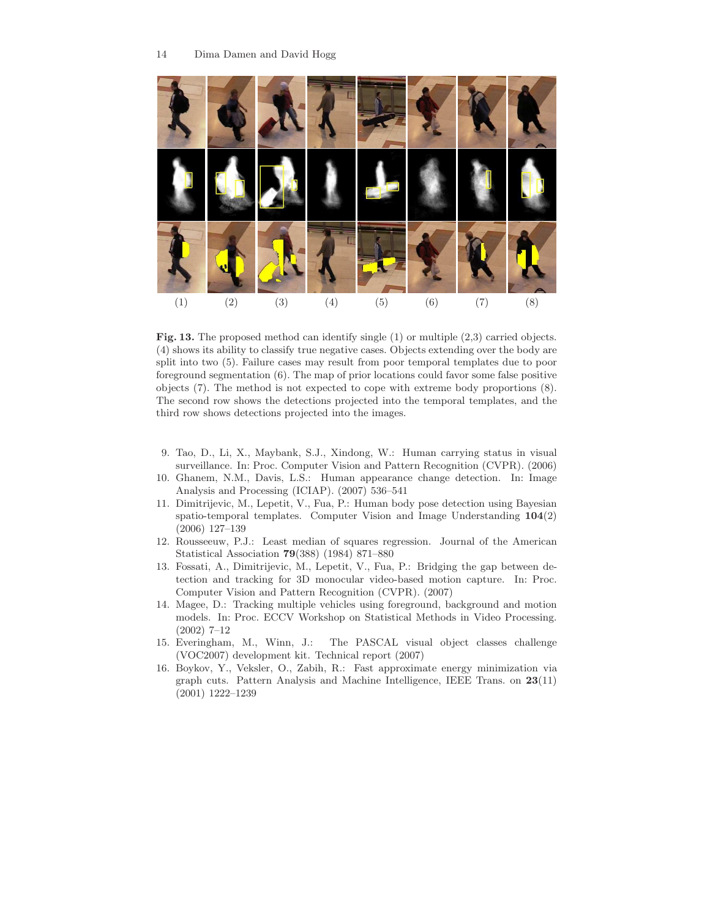(1) (2) (3) (4) (5) (6) (7) (8)

**Fig. 13.** The proposed method can identify single (1) or multiple (2,3) carried objects. (4) shows its ability to classify true negative cases. Objects extending over the body are split into two (5). Failure cases may result from poor temporal templates due to poor foreground segmentation (6). The map of prior locations could favor some false positive objects (7). The method is not expected to cope with extreme body proportions (8). The second row shows the detections projected into the temporal templates, and the third row shows detections projected into the images.

9. Tao, D., Li, X., Maybank, S.J., Xindong, W.: Human carrying status in visual surveillance. In: Proc. Computer Vision and Pattern Recognition (CVPR). (2006)
10. Ghanem, N.M., Davis, L.S.: Human appearance change detection. In: Image Analysis and Processing (ICIAP). (2007) 536–541
11. Dimitrijevic, M., Lepetit, V., Fua, P.: Human body pose detection using Bayesian spatio-temporal templates. Computer Vision and Image Understanding **104**(2) (2006) 127–139
12. Rousseeuw, P.J.: Least median of squares regression. Journal of the American Statistical Association **79**(388) (1984) 871–880
13. Fossati, A., Dimitrijevic, M., Lepetit, V., Fua, P.: Bridging the gap between detection and tracking for 3D monocular video-based motion capture. In: Proc. Computer Vision and Pattern Recognition (CVPR). (2007)
14. Magee, D.: Tracking multiple vehicles using foreground, background and motion models. In: Proc. ECCV Workshop on Statistical Methods in Video Processing. (2002) 7–12
15. Everingham, M., Winn, J.: The PASCAL visual object classes challenge (VOC2007) development kit. Technical report (2007)
16. Boykov, Y., Veksler, O., Zabih, R.: Fast approximate energy minimization via graph cuts. Pattern Analysis and Machine Intelligence, IEEE Trans. on **23**(11) (2001) 1222–1239